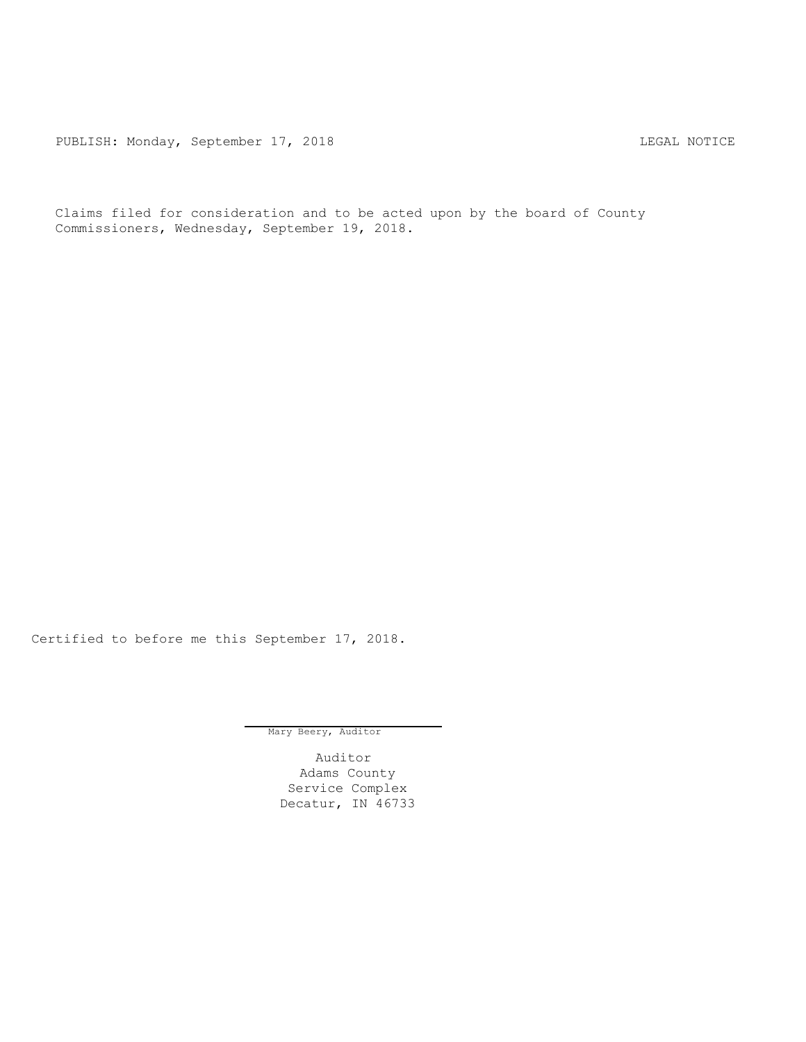PUBLISH: Monday, September 17, 2018 LEGAL NOTICE

Claims filed for consideration and to be acted upon by the board of County Commissioners, Wednesday, September 19, 2018.

Certified to before me this September 17, 2018.

Mary Beery, Auditor

Auditor
Adams County
Service Complex
Decatur, IN 46733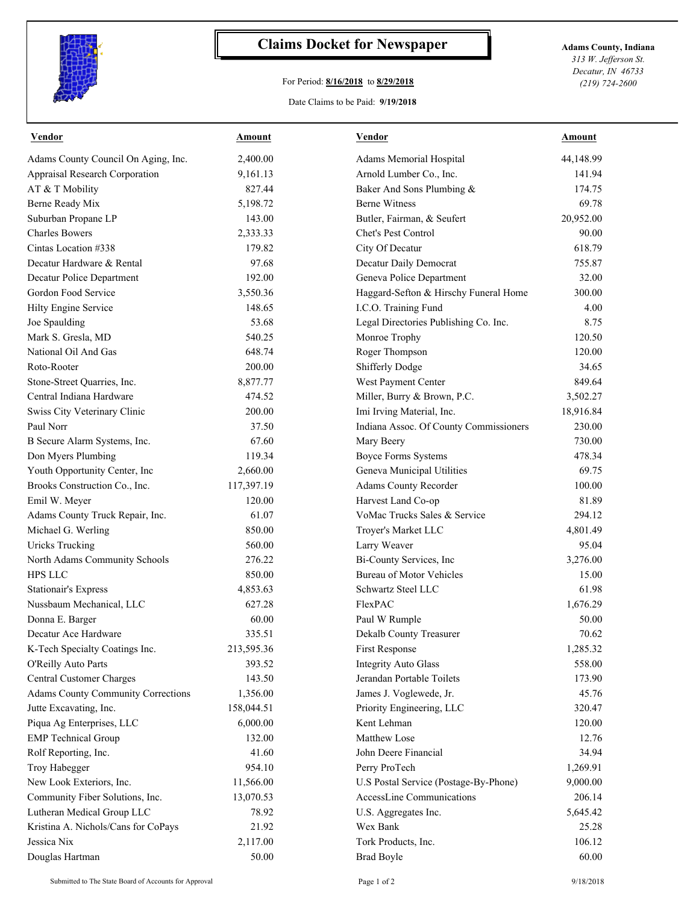# Claims Docket for Newspaper

For Period: **8/16/2018** to **8/29/2018**

Date Claims to be Paid: **9/19/2018**

**Adams County, Indiana**
*313 W. Jefferson St.*
*Decatur, IN 46733*
*(219) 724-2600*

| Vendor | Amount | Vendor | Amount |
|---|---|---|---|
| Adams County Council On Aging, Inc. | 2,400.00 | Adams Memorial Hospital | 44,148.99 |
| Appraisal Research Corporation | 9,161.13 | Arnold Lumber Co., Inc. | 141.94 |
| AT & T Mobility | 827.44 | Baker And Sons Plumbing & | 174.75 |
| Berne Ready Mix | 5,198.72 | Berne Witness | 69.78 |
| Suburban Propane LP | 143.00 | Butler, Fairman, & Seufert | 20,952.00 |
| Charles Bowers | 2,333.33 | Chet's Pest Control | 90.00 |
| Cintas Location #338 | 179.82 | City Of Decatur | 618.79 |
| Decatur Hardware & Rental | 97.68 | Decatur Daily Democrat | 755.87 |
| Decatur Police Department | 192.00 | Geneva Police Department | 32.00 |
| Gordon Food Service | 3,550.36 | Haggard-Sefton & Hirschy Funeral Home | 300.00 |
| Hilty Engine Service | 148.65 | I.C.O. Training Fund | 4.00 |
| Joe Spaulding | 53.68 | Legal Directories Publishing Co. Inc. | 8.75 |
| Mark S. Gresla, MD | 540.25 | Monroe Trophy | 120.50 |
| National Oil And Gas | 648.74 | Roger Thompson | 120.00 |
| Roto-Rooter | 200.00 | Shifferly Dodge | 34.65 |
| Stone-Street Quarries, Inc. | 8,877.77 | West Payment Center | 849.64 |
| Central Indiana Hardware | 474.52 | Miller, Burry & Brown, P.C. | 3,502.27 |
| Swiss City Veterinary Clinic | 200.00 | Imi Irving Material, Inc. | 18,916.84 |
| Paul Norr | 37.50 | Indiana Assoc. Of County Commissioners | 230.00 |
| B Secure Alarm Systems, Inc. | 67.60 | Mary Beery | 730.00 |
| Don Myers Plumbing | 119.34 | Boyce Forms Systems | 478.34 |
| Youth Opportunity Center, Inc | 2,660.00 | Geneva Municipal Utilities | 69.75 |
| Brooks Construction Co., Inc. | 117,397.19 | Adams County Recorder | 100.00 |
| Emil W. Meyer | 120.00 | Harvest Land Co-op | 81.89 |
| Adams County Truck Repair, Inc. | 61.07 | VoMac Trucks Sales & Service | 294.12 |
| Michael G. Werling | 850.00 | Troyer's Market LLC | 4,801.49 |
| Uricks Trucking | 560.00 | Larry Weaver | 95.04 |
| North Adams Community Schools | 276.22 | Bi-County Services, Inc | 3,276.00 |
| HPS LLC | 850.00 | Bureau of Motor Vehicles | 15.00 |
| Stationair's Express | 4,853.63 | Schwartz Steel LLC | 61.98 |
| Nussbaum Mechanical, LLC | 627.28 | FlexPAC | 1,676.29 |
| Donna E. Barger | 60.00 | Paul W Rumple | 50.00 |
| Decatur Ace Hardware | 335.51 | Dekalb County Treasurer | 70.62 |
| K-Tech Specialty Coatings Inc. | 213,595.36 | First Response | 1,285.32 |
| O'Reilly Auto Parts | 393.52 | Integrity Auto Glass | 558.00 |
| Central Customer Charges | 143.50 | Jerandan Portable Toilets | 173.90 |
| Adams County Community Corrections | 1,356.00 | James J. Voglewede, Jr. | 45.76 |
| Jutte Excavating, Inc. | 158,044.51 | Priority Engineering, LLC | 320.47 |
| Piqua Ag Enterprises, LLC | 6,000.00 | Kent Lehman | 120.00 |
| EMP Technical Group | 132.00 | Matthew Lose | 12.76 |
| Rolf Reporting, Inc. | 41.60 | John Deere Financial | 34.94 |
| Troy Habegger | 954.10 | Perry ProTech | 1,269.91 |
| New Look Exteriors, Inc. | 11,566.00 | U.S Postal Service (Postage-By-Phone) | 9,000.00 |
| Community Fiber Solutions, Inc. | 13,070.53 | AccessLine Communications | 206.14 |
| Lutheran Medical Group LLC | 78.92 | U.S. Aggregates Inc. | 5,645.42 |
| Kristina A. Nichols/Cans for CoPays | 21.92 | Wex Bank | 25.28 |
| Jessica Nix | 2,117.00 | Tork Products, Inc. | 106.12 |
| Douglas Hartman | 50.00 | Brad Boyle | 60.00 |

Submitted to The State Board of Accounts for Approval

9/18/2018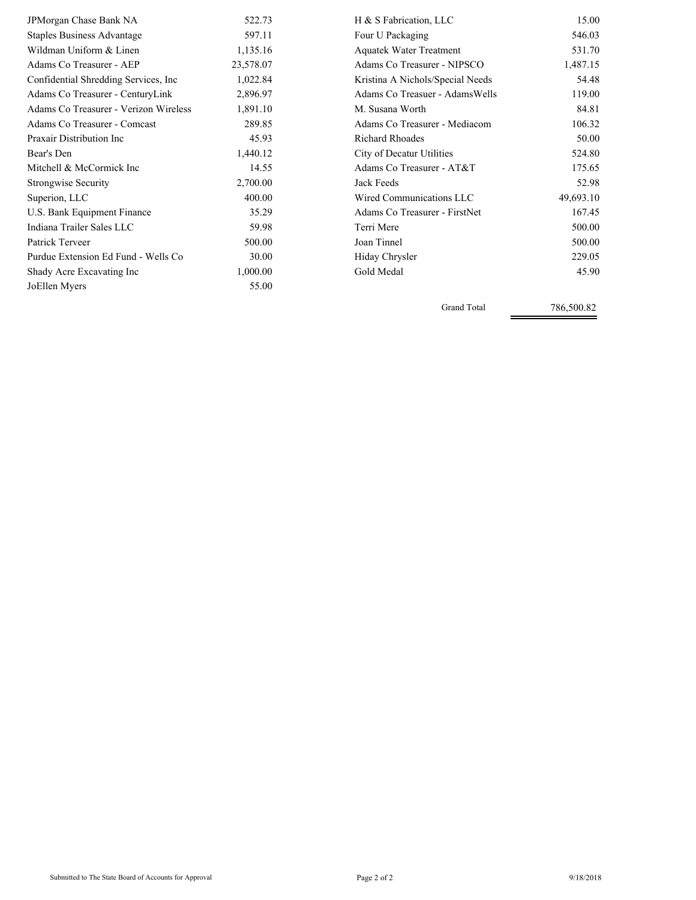| | | | |
|---|---|---|---|
| JPMorgan Chase Bank NA | 522.73 | H & S Fabrication, LLC | 15.00 |
| Staples Business Advantage | 597.11 | Four U Packaging | 546.03 |
| Wildman Uniform & Linen | 1,135.16 | Aquatek Water Treatment | 531.70 |
| Adams Co Treasurer - AEP | 23,578.07 | Adams Co Treasurer - NIPSCO | 1,487.15 |
| Confidential Shredding Services, Inc | 1,022.84 | Kristina A Nichols/Special Needs | 54.48 |
| Adams Co Treasurer - CenturyLink | 2,896.97 | Adams Co Treasuer - AdamsWells | 119.00 |
| Adams Co Treasurer - Verizon Wireless | 1,891.10 | M. Susana Worth | 84.81 |
| Adams Co Treasurer - Comcast | 289.85 | Adams Co Treasurer - Mediacom | 106.32 |
| Praxair Distribution Inc | 45.93 | Richard Rhoades | 50.00 |
| Bear's Den | 1,440.12 | City of Decatur Utilities | 524.80 |
| Mitchell & McCormick Inc | 14.55 | Adams Co Treasurer - AT&T | 175.65 |
| Strongwise Security | 2,700.00 | Jack Feeds | 52.98 |
| Superion, LLC | 400.00 | Wired Communications LLC | 49,693.10 |
| U.S. Bank Equipment Finance | 35.29 | Adams Co Treasurer - FirstNet | 167.45 |
| Indiana Trailer Sales LLC | 59.98 | Terri Mere | 500.00 |
| Patrick Terveer | 500.00 | Joan Tinnel | 500.00 |
| Purdue Extension Ed Fund - Wells Co | 30.00 | Hiday Chrysler | 229.05 |
| Shady Acre Excavating Inc | 1,000.00 | Gold Medal | 45.90 |
| JoEllen Myers | 55.00 | | |
| | | Grand Total | 786,500.82 |

Submitted to The State Board of Accounts for Approval

9/18/2018